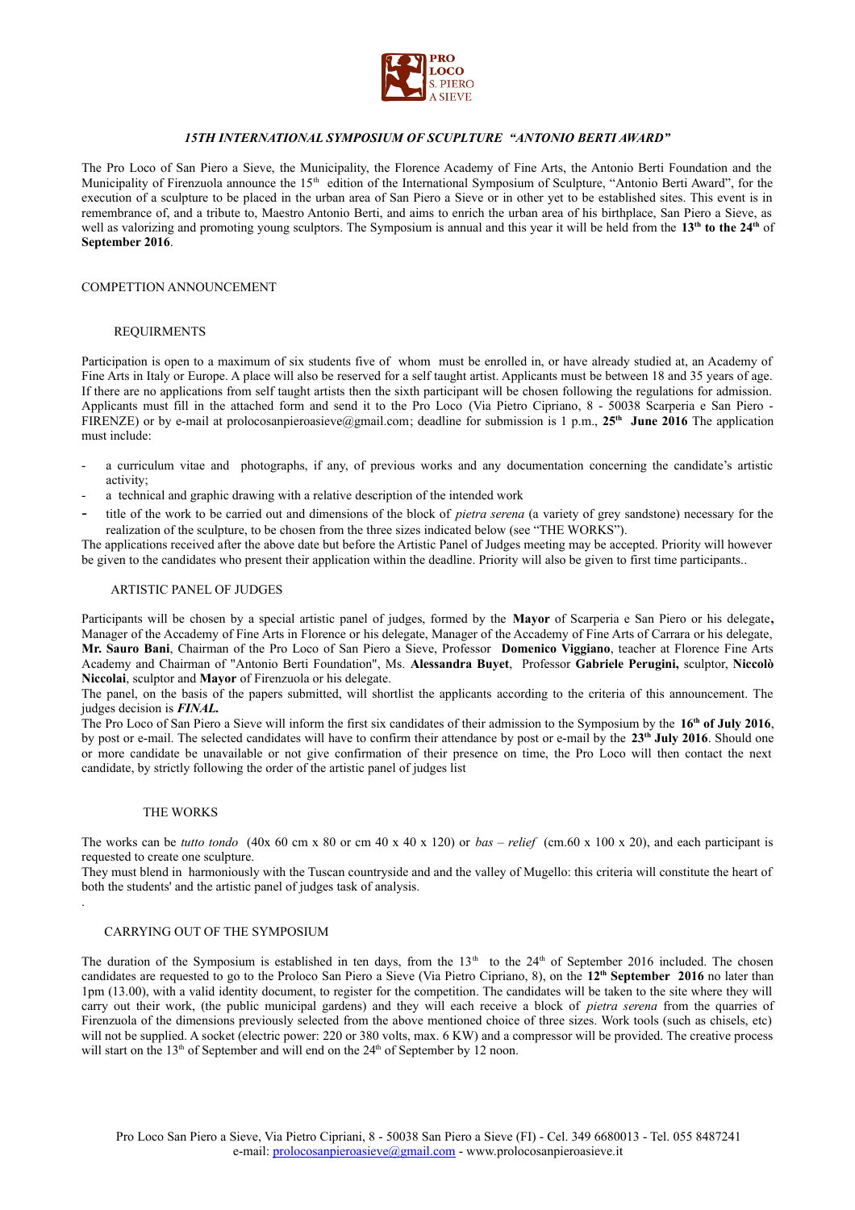PRO LOCO S. PIERO A SIEVE

# *15TH INTERNATIONAL SYMPOSIUM OF SCUPLTURE "ANTONIO BERTI AWARD"*

The Pro Loco of San Piero a Sieve, the Municipality, the Florence Academy of Fine Arts, the Antonio Berti Foundation and the Municipality of Firenzuola announce the 15[th] edition of the International Symposium of Sculpture, "Antonio Berti Award", for the execution of a sculpture to be placed in the urban area of San Piero a Sieve or in other yet to be established sites. This event is in remembrance of, and a tribute to, Maestro Antonio Berti, and aims to enrich the urban area of his birthplace, San Piero a Sieve, as well as valorizing and promoting young sculptors. The Symposium is annual and this year it will be held from the **13[th] to the 24[th]** of **September 2016**.

## COMPETTION ANNOUNCEMENT

### REQUIRMENTS

Participation is open to a maximum of six students five of whom must be enrolled in, or have already studied at, an Academy of Fine Arts in Italy or Europe. A place will also be reserved for a self taught artist. Applicants must be between 18 and 35 years of age. If there are no applications from self taught artists then the sixth participant will be chosen following the regulations for admission. Applicants must fill in the attached form and send it to the Pro Loco (Via Pietro Cipriano, 8 - 50038 Scarperia e San Piero - FIRENZE) or by e-mail at prolocosanpieroasieve@gmail.com; deadline for submission is 1 p.m., **25[th] June 2016** The application must include:

- a curriculum vitae and photographs, if any, of previous works and any documentation concerning the candidate's artistic activity;
- a technical and graphic drawing with a relative description of the intended work
- title of the work to be carried out and dimensions of the block of *pietra serena* (a variety of grey sandstone) necessary for the realization of the sculpture, to be chosen from the three sizes indicated below (see "THE WORKS").

The applications received after the above date but before the Artistic Panel of Judges meeting may be accepted. Priority will however be given to the candidates who present their application within the deadline. Priority will also be given to first time participants..

### ARTISTIC PANEL OF JUDGES

Participants will be chosen by a special artistic panel of judges, formed by the **Mayor** of Scarperia e San Piero or his delegate**,** Manager of the Accademy of Fine Arts in Florence or his delegate, Manager of the Accademy of Fine Arts of Carrara or his delegate, **Mr. Sauro Bani**, Chairman of the Pro Loco of San Piero a Sieve, Professor **Domenico Viggiano**, teacher at Florence Fine Arts Academy and Chairman of "Antonio Berti Foundation", Ms. **Alessandra Buyet**, Professor **Gabriele Perugini,** sculptor, **Niccolò Niccolai**, sculptor and **Mayor** of Firenzuola or his delegate.

The panel, on the basis of the papers submitted, will shortlist the applicants according to the criteria of this announcement. The judges decision is ***FINAL.***

The Pro Loco of San Piero a Sieve will inform the first six candidates of their admission to the Symposium by the **16[th] of July 2016**, by post or e-mail. The selected candidates will have to confirm their attendance by post or e-mail by the **23[th] July 2016**. Should one or more candidate be unavailable or not give confirmation of their presence on time, the Pro Loco will then contact the next candidate, by strictly following the order of the artistic panel of judges list

### THE WORKS

The works can be *tutto tondo* (40x 60 cm x 80 or cm 40 x 40 x 120) or *bas – relief* (cm.60 x 100 x 20), and each participant is requested to create one sculpture.

They must blend in harmoniously with the Tuscan countryside and and the valley of Mugello: this criteria will constitute the heart of both the students' and the artistic panel of judges task of analysis.

.

### CARRYING OUT OF THE SYMPOSIUM

The duration of the Symposium is established in ten days, from the 13[th] to the 24[th] of September 2016 included. The chosen candidates are requested to go to the Proloco San Piero a Sieve (Via Pietro Cipriano, 8), on the **12[th] September 2016** no later than 1pm (13.00), with a valid identity document, to register for the competition. The candidates will be taken to the site where they will carry out their work, (the public municipal gardens) and they will each receive a block of *pietra serena* from the quarries of Firenzuola of the dimensions previously selected from the above mentioned choice of three sizes. Work tools (such as chisels, etc) will not be supplied. A socket (electric power: 220 or 380 volts, max. 6 KW) and a compressor will be provided. The creative process will start on the 13[th] of September and will end on the 24[th] of September by 12 noon.

Pro Loco San Piero a Sieve, Via Pietro Cipriani, 8 - 50038 San Piero a Sieve (FI) - Cel. 349 6680013 - Tel. 055 8487241
e-mail: prolocosanpieroasieve@gmail.com - www.prolocosanpieroasieve.it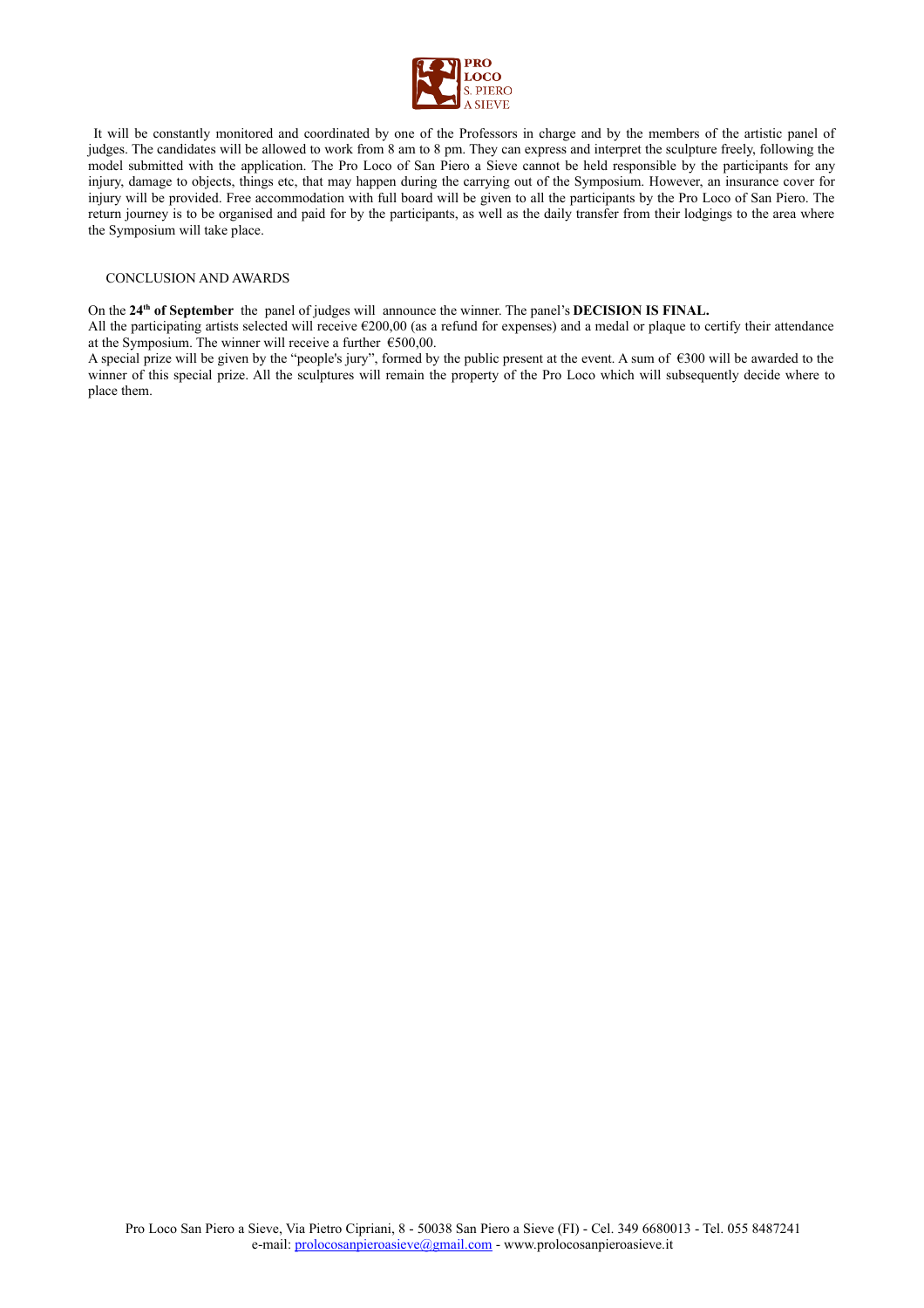It will be constantly monitored and coordinated by one of the Professors in charge and by the members of the artistic panel of judges. The candidates will be allowed to work from 8 am to 8 pm. They can express and interpret the sculpture freely, following the model submitted with the application. The Pro Loco of San Piero a Sieve cannot be held responsible by the participants for any injury, damage to objects, things etc, that may happen during the carrying out of the Symposium. However, an insurance cover for injury will be provided. Free accommodation with full board will be given to all the participants by the Pro Loco of San Piero. The return journey is to be organised and paid for by the participants, as well as the daily transfer from their lodgings to the area where the Symposium will take place.

CONCLUSION AND AWARDS

On the **24th of September** the panel of judges will announce the winner. The panel's **DECISION IS FINAL.**
All the participating artists selected will receive €200,00 (as a refund for expenses) and a medal or plaque to certify their attendance at the Symposium. The winner will receive a further €500,00.
A special prize will be given by the "people's jury", formed by the public present at the event. A sum of €300 will be awarded to the winner of this special prize. All the sculptures will remain the property of the Pro Loco which will subsequently decide where to place them.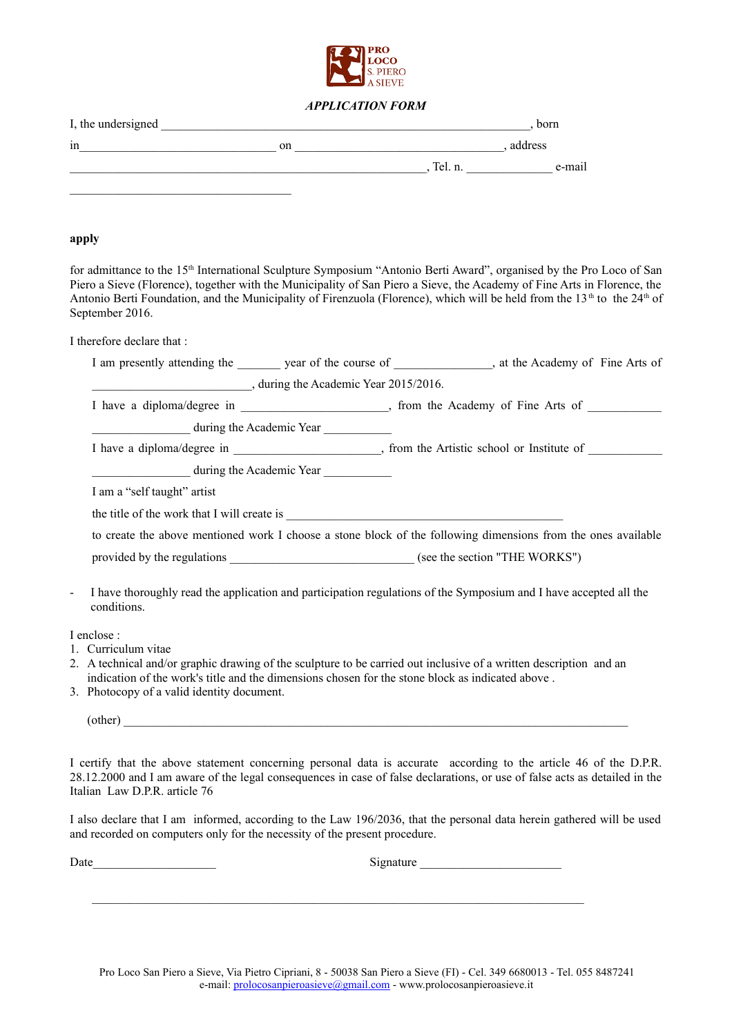PRO LOCO S. PIERO A SIEVE

*APPLICATION FORM*

I, the undersigned ____________________________________________________________, born in______________________________ on ________________________________, address ____________________________________________________________, Tel. n. ______________ e-mail ____________________________________

**apply**

for admittance to the 15th International Sculpture Symposium "Antonio Berti Award", organised by the Pro Loco of San Piero a Sieve (Florence), together with the Municipality of San Piero a Sieve, the Academy of Fine Arts in Florence, the Antonio Berti Foundation, and the Municipality of Firenzuola (Florence), which will be held from the 13th to the 24th of September 2016.

I therefore declare that :

I am presently attending the _______ year of the course of _______________, at the Academy of Fine Arts of __________________________, during the Academic Year 2015/2016.

I have a diploma/degree in _______________________, from the Academy of Fine Arts of ____________ ________________ during the Academic Year ___________

I have a diploma/degree in _______________________, from the Artistic school or Institute of ____________ ________________ during the Academic Year ___________

I am a "self taught" artist

the title of the work that I will create is ______________________________________________

to create the above mentioned work I choose a stone block of the following dimensions from the ones available provided by the regulations ______________________________ (see the section "THE WORKS")

- I have thoroughly read the application and participation regulations of the Symposium and I have accepted all the conditions.

I enclose :

1. Curriculum vitae
2. A technical and/or graphic drawing of the sculpture to be carried out inclusive of a written description and an indication of the work's title and the dimensions chosen for the stone block as indicated above .
3. Photocopy of a valid identity document.

(other) ____________________________________________________________________________________

I certify that the above statement concerning personal data is accurate according to the article 46 of the D.P.R. 28.12.2000 and I am aware of the legal consequences in case of false declarations, or use of false acts as detailed in the Italian Law D.P.R. article 76

I also declare that I am informed, according to the Law 196/2036, that the personal data herein gathered will be used and recorded on computers only for the necessity of the present procedure.

Date____________________ Signature _______________________

Pro Loco San Piero a Sieve, Via Pietro Cipriani, 8 - 50038 San Piero a Sieve (FI) - Cel. 349 6680013 - Tel. 055 8487241
e-mail: prolocosanpieroasieve@gmail.com - www.prolocosanpieroasieve.it